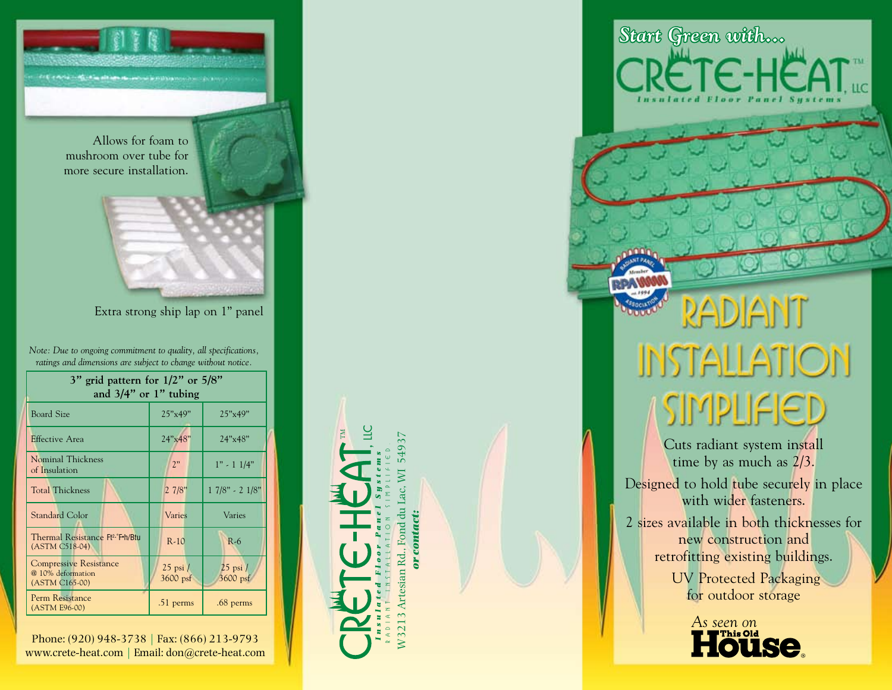Allows for foam to mushroom over tube for more secure installation.

Extra strong ship lap on 1" panel

*Note: Due to ongoing commitment to quality, all specifications, ratings and dimensions are subject to change without notice.*

| 3" grid pattern for 1/2" or 5/8" and 3/4" or 1" tubing | | |
|---|---|---|
| Board Size | 25"x49" | 25"x49" |
| Effective Area | 24"x48" | 24"x48" |
| Nominal Thickness of Insulation | 2" | 1" - 1 1/4" |
| Total Thickness | 2 7/8" | 1 7/8" - 2 1/8" |
| Standard Color | Varies | Varies |
| Thermal Resistance Ft²·°F·h/Btu (ASTM C518-04) | R-10 | R-6 |
| Compressive Resistance @ 10% deformation (ASTM C165-00) | 25 psi / 3600 psf | 25 psi / 3600 psf |
| Perm Resistance (ASTM E96-00) | .51 perms | .68 perms |

Phone: (920) 948-3738 | Fax: (866) 213-9793
www.crete-heat.com | Email: don@crete-heat.com

CRETE-HEAT™, LLC
*Insulated Floor Panel Systems*
RADIANT INSTALLATION SIMPLIFIED

W3213 Artesian Rd., Fond du Lac, WI 54937

***or contact:***

*Start Green with...*

# CRETE-HEAT™, LLC

*Insulated Floor Panel Systems*

Radiant Panel Association Member est. 1994

# RADIANT INSTALLATION SIMPLIFIED

Cuts radiant system install time by as much as 2/3.

Designed to hold tube securely in place with wider fasteners.

2 sizes available in both thicknesses for new construction and retrofitting existing buildings.

UV Protected Packaging for outdoor storage

*As seen on* This Old House®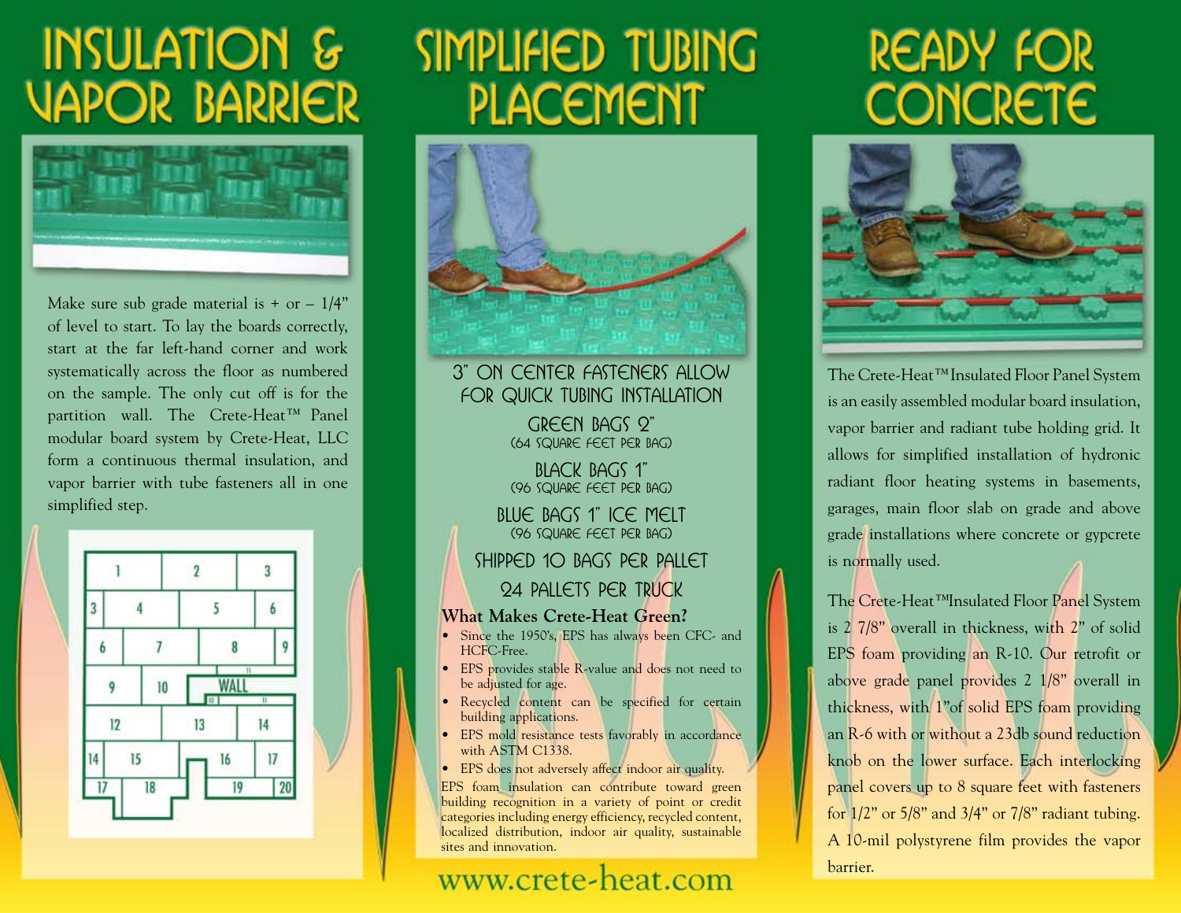# INSULATION & VAPOR BARRIER

Make sure sub grade material is + or – 1/4" of level to start. To lay the boards correctly, start at the far left-hand corner and work systematically across the floor as numbered on the sample. The only cut off is for the partition wall. The Crete-Heat™ Panel modular board system by Crete-Heat, LLC form a continuous thermal insulation, and vapor barrier with tube fasteners all in one simplified step.

# SIMPLIFIED TUBING PLACEMENT

3" ON CENTER FASTENERS ALLOW FOR QUICK TUBING INSTALLATION

GREEN BAGS 2"
(64 SQUARE FEET PER BAG)

BLACK BAGS 1"
(96 SQUARE FEET PER BAG)

BLUE BAGS 1" ICE MELT
(96 SQUARE FEET PER BAG)

SHIPPED 10 BAGS PER PALLET

24 PALLETS PER TRUCK

**What Makes Crete-Heat Green?**

- Since the 1950's, EPS has always been CFC- and HCFC-Free.
- EPS provides stable R-value and does not need to be adjusted for age.
- Recycled content can be specified for certain building applications.
- EPS mold resistance tests favorably in accordance with ASTM C1338.
- EPS does not adversely affect indoor air quality.

EPS foam insulation can contribute toward green building recognition in a variety of point or credit categories including energy efficiency, recycled content, localized distribution, indoor air quality, sustainable sites and innovation.

www.crete-heat.com

# READY FOR CONCRETE

The Crete-Heat™ Insulated Floor Panel System is an easily assembled modular board insulation, vapor barrier and radiant tube holding grid. It allows for simplified installation of hydronic radiant floor heating systems in basements, garages, main floor slab on grade and above grade installations where concrete or gypcrete is normally used.

The Crete-Heat™ Insulated Floor Panel System is 2 7/8" overall in thickness, with 2" of solid EPS foam providing an R-10. Our retrofit or above grade panel provides 2 1/8" overall in thickness, with 1" of solid EPS foam providing an R-6 with or without a 23db sound reduction knob on the lower surface. Each interlocking panel covers up to 8 square feet with fasteners for 1/2" or 5/8" and 3/4" or 7/8" radiant tubing. A 10-mil polystyrene film provides the vapor barrier.